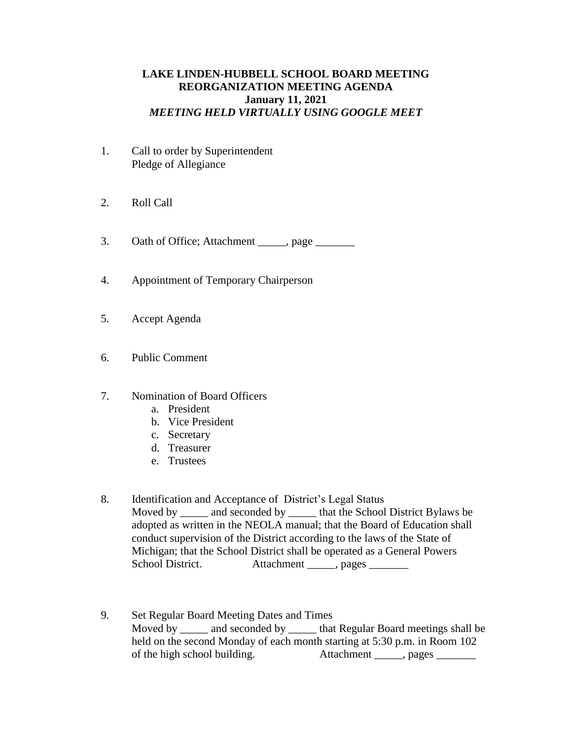# LAKE LINDEN-HUBBELL SCHOOL BOARD MEETING
## REORGANIZATION MEETING AGENDA
### January 11, 2021
***MEETING HELD VIRTUALLY USING GOOGLE MEET***

1. Call to order by Superintendent
   Pledge of Allegiance

2. Roll Call

3. Oath of Office; Attachment _____, page _______

4. Appointment of Temporary Chairperson

5. Accept Agenda

6. Public Comment

7. Nomination of Board Officers
   a. President
   b. Vice President
   c. Secretary
   d. Treasurer
   e. Trustees

8. Identification and Acceptance of District's Legal Status
   Moved by _____ and seconded by _____ that the School District Bylaws be adopted as written in the NEOLA manual; that the Board of Education shall conduct supervision of the District according to the laws of the State of Michigan; that the School District shall be operated as a General Powers School District. Attachment _____, pages _______

9. Set Regular Board Meeting Dates and Times
   Moved by _____ and seconded by _____ that Regular Board meetings shall be held on the second Monday of each month starting at 5:30 p.m. in Room 102 of the high school building. Attachment _____, pages _______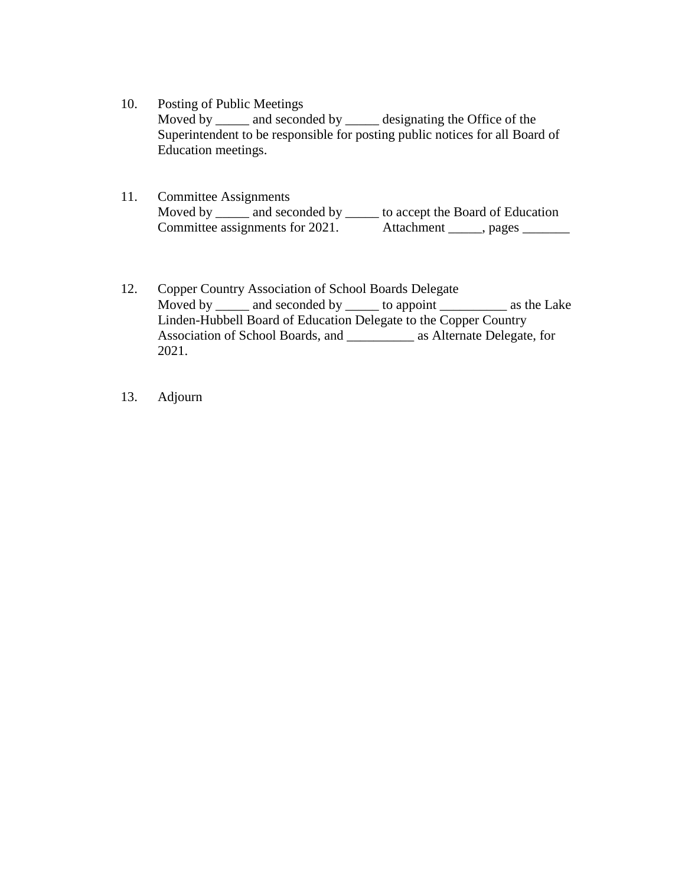10. Posting of Public Meetings
    Moved by _____ and seconded by _____ designating the Office of the Superintendent to be responsible for posting public notices for all Board of Education meetings.

11. Committee Assignments
    Moved by _____ and seconded by _____ to accept the Board of Education Committee assignments for 2021. Attachment _____, pages _______

12. Copper Country Association of School Boards Delegate
    Moved by _____ and seconded by _____ to appoint __________ as the Lake Linden-Hubbell Board of Education Delegate to the Copper Country Association of School Boards, and __________ as Alternate Delegate, for 2021.

13. Adjourn